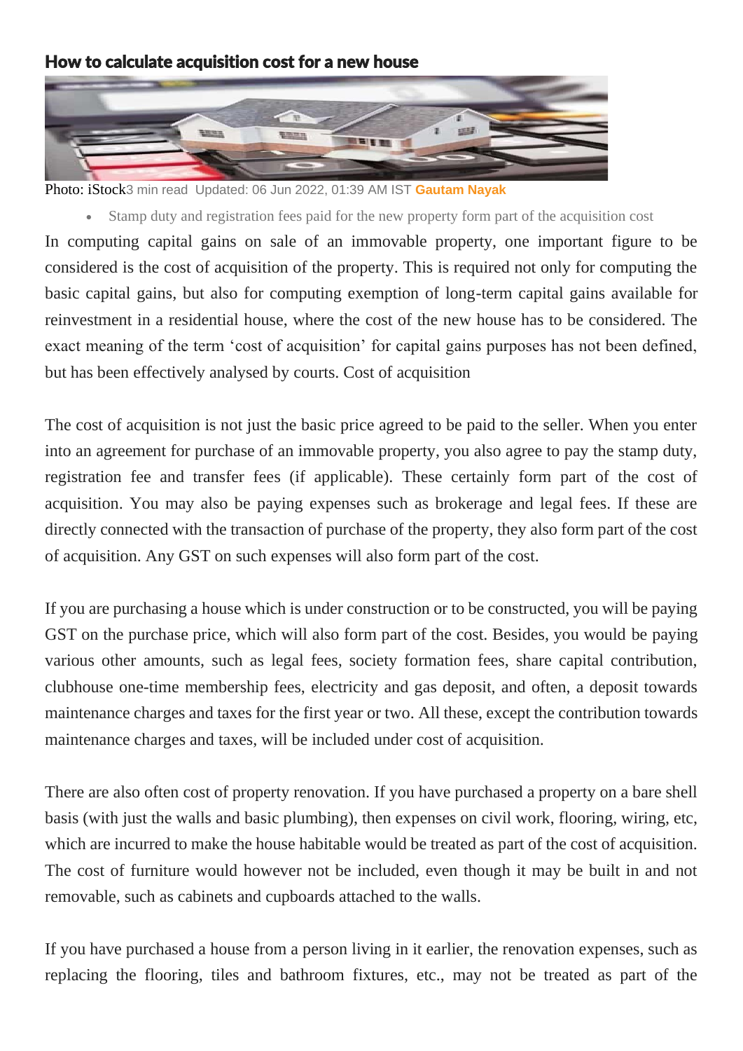## How to calculate acquisition cost for a new house

Photo: iStock3 min read Updated: 06 Jun 2022, 01:39 AM IST **Gautam Nayak**

- Stamp duty and registration fees paid for the new property form part of the acquisition cost

In computing capital gains on sale of an immovable property, one important figure to be considered is the cost of acquisition of the property. This is required not only for computing the basic capital gains, but also for computing exemption of long-term capital gains available for reinvestment in a residential house, where the cost of the new house has to be considered. The exact meaning of the term 'cost of acquisition' for capital gains purposes has not been defined, but has been effectively analysed by courts. Cost of acquisition

The cost of acquisition is not just the basic price agreed to be paid to the seller. When you enter into an agreement for purchase of an immovable property, you also agree to pay the stamp duty, registration fee and transfer fees (if applicable). These certainly form part of the cost of acquisition. You may also be paying expenses such as brokerage and legal fees. If these are directly connected with the transaction of purchase of the property, they also form part of the cost of acquisition. Any GST on such expenses will also form part of the cost.

If you are purchasing a house which is under construction or to be constructed, you will be paying GST on the purchase price, which will also form part of the cost. Besides, you would be paying various other amounts, such as legal fees, society formation fees, share capital contribution, clubhouse one-time membership fees, electricity and gas deposit, and often, a deposit towards maintenance charges and taxes for the first year or two. All these, except the contribution towards maintenance charges and taxes, will be included under cost of acquisition.

There are also often cost of property renovation. If you have purchased a property on a bare shell basis (with just the walls and basic plumbing), then expenses on civil work, flooring, wiring, etc, which are incurred to make the house habitable would be treated as part of the cost of acquisition. The cost of furniture would however not be included, even though it may be built in and not removable, such as cabinets and cupboards attached to the walls.

If you have purchased a house from a person living in it earlier, the renovation expenses, such as replacing the flooring, tiles and bathroom fixtures, etc., may not be treated as part of the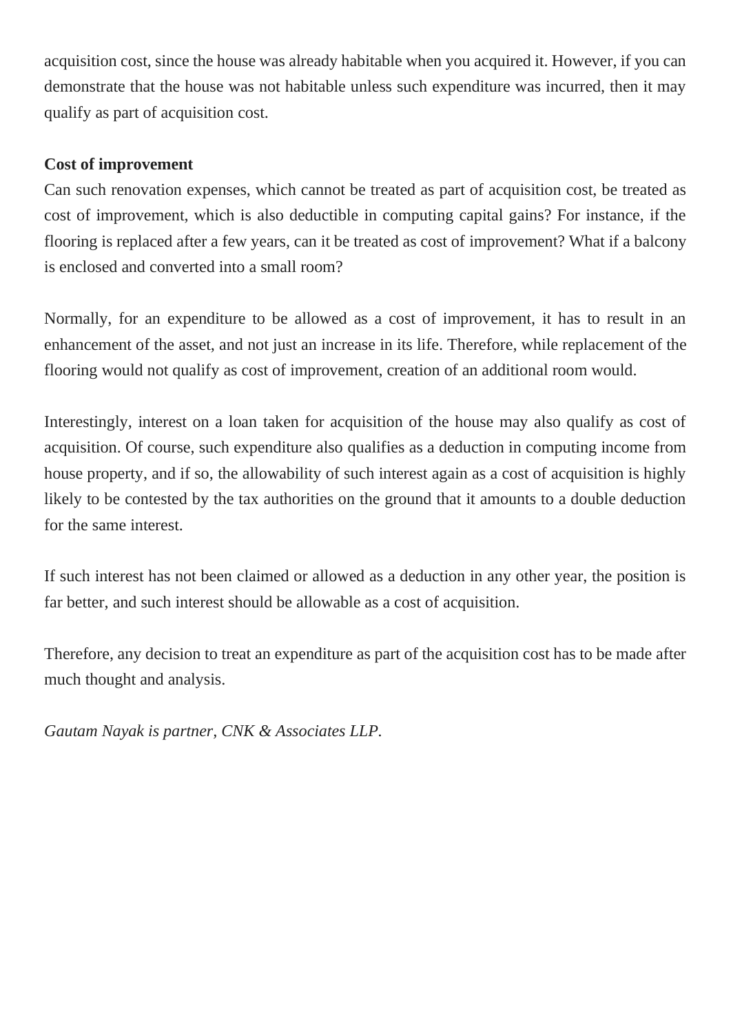acquisition cost, since the house was already habitable when you acquired it. However, if you can demonstrate that the house was not habitable unless such expenditure was incurred, then it may qualify as part of acquisition cost.

**Cost of improvement**

Can such renovation expenses, which cannot be treated as part of acquisition cost, be treated as cost of improvement, which is also deductible in computing capital gains? For instance, if the flooring is replaced after a few years, can it be treated as cost of improvement? What if a balcony is enclosed and converted into a small room?

Normally, for an expenditure to be allowed as a cost of improvement, it has to result in an enhancement of the asset, and not just an increase in its life. Therefore, while replacement of the flooring would not qualify as cost of improvement, creation of an additional room would.

Interestingly, interest on a loan taken for acquisition of the house may also qualify as cost of acquisition. Of course, such expenditure also qualifies as a deduction in computing income from house property, and if so, the allowability of such interest again as a cost of acquisition is highly likely to be contested by the tax authorities on the ground that it amounts to a double deduction for the same interest.

If such interest has not been claimed or allowed as a deduction in any other year, the position is far better, and such interest should be allowable as a cost of acquisition.

Therefore, any decision to treat an expenditure as part of the acquisition cost has to be made after much thought and analysis.

*Gautam Nayak is partner, CNK & Associates LLP.*